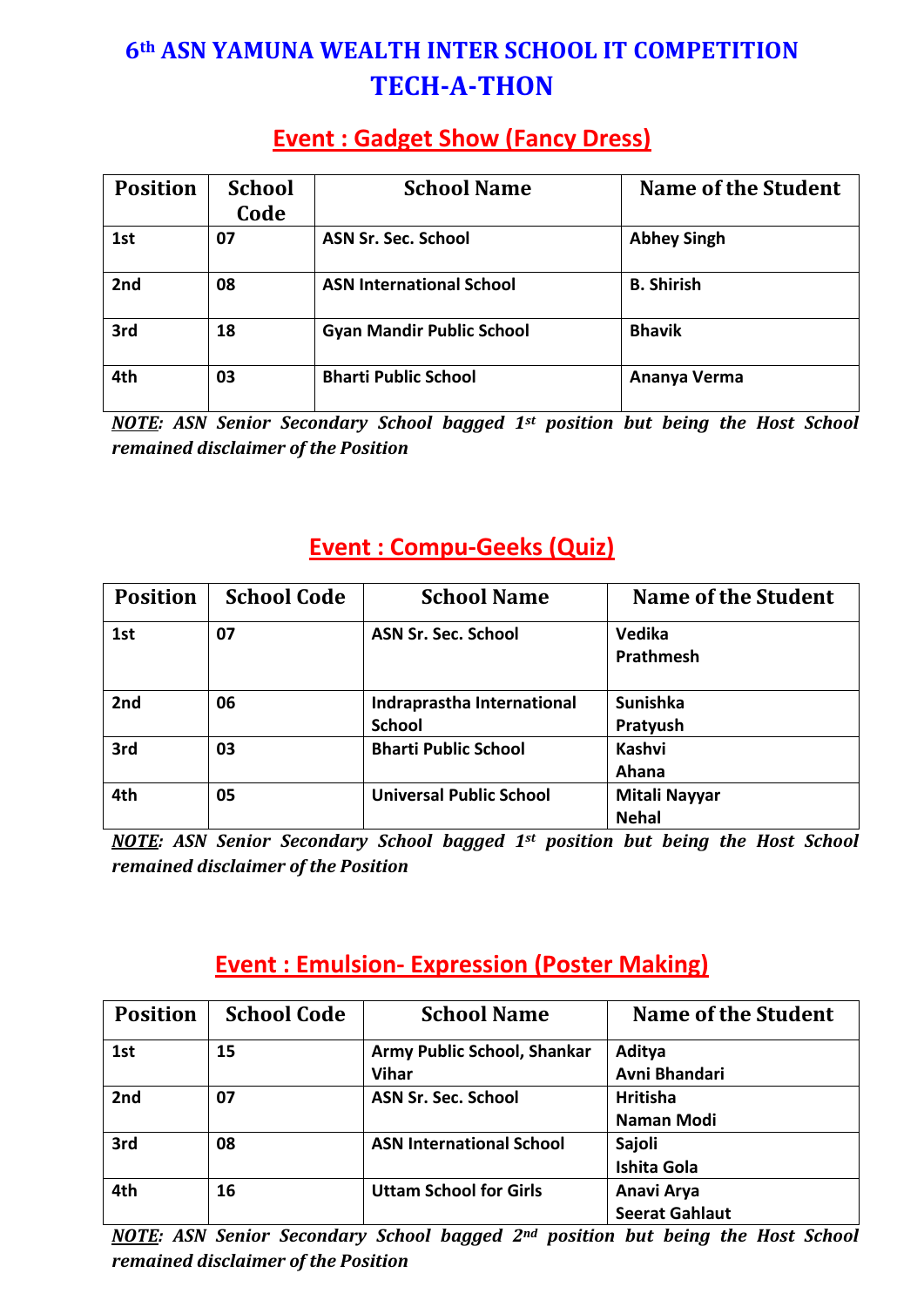# 6th ASN YAMUNA WEALTH INTER SCHOOL IT COMPETITION
# TECH-A-THON

## Event : Gadget Show (Fancy Dress)

| Position | School Code | School Name | Name of the Student |
|---|---|---|---|
| **1st** | **07** | **ASN Sr. Sec. School** | **Abhey Singh** |
| **2nd** | **08** | **ASN International School** | **B. Shirish** |
| **3rd** | **18** | **Gyan Mandir Public School** | **Bhavik** |
| **4th** | **03** | **Bharti Public School** | **Ananya Verma** |

***NOTE:* ASN Senior Secondary School bagged 1st position but being the Host School remained disclaimer of the Position**

## Event : Compu-Geeks (Quiz)

| Position | School Code | School Name | Name of the Student |
|---|---|---|---|
| **1st** | **07** | **ASN Sr. Sec. School** | **Vedika**<br>**Prathmesh** |
| **2nd** | **06** | **Indraprastha International School** | **Sunishka**<br>**Pratyush** |
| **3rd** | **03** | **Bharti Public School** | **Kashvi**<br>**Ahana** |
| **4th** | **05** | **Universal Public School** | **Mitali Nayyar**<br>**Nehal** |

***NOTE:* ASN Senior Secondary School bagged 1st position but being the Host School remained disclaimer of the Position**

## Event : Emulsion- Expression (Poster Making)

| Position | School Code | School Name | Name of the Student |
|---|---|---|---|
| **1st** | **15** | **Army Public School, Shankar Vihar** | **Aditya**<br>**Avni Bhandari** |
| **2nd** | **07** | **ASN Sr. Sec. School** | **Hritisha**<br>**Naman Modi** |
| **3rd** | **08** | **ASN International School** | **Sajoli**<br>**Ishita Gola** |
| **4th** | **16** | **Uttam School for Girls** | **Anavi Arya**<br>**Seerat Gahlaut** |

***NOTE:* ASN Senior Secondary School bagged 2nd position but being the Host School remained disclaimer of the Position**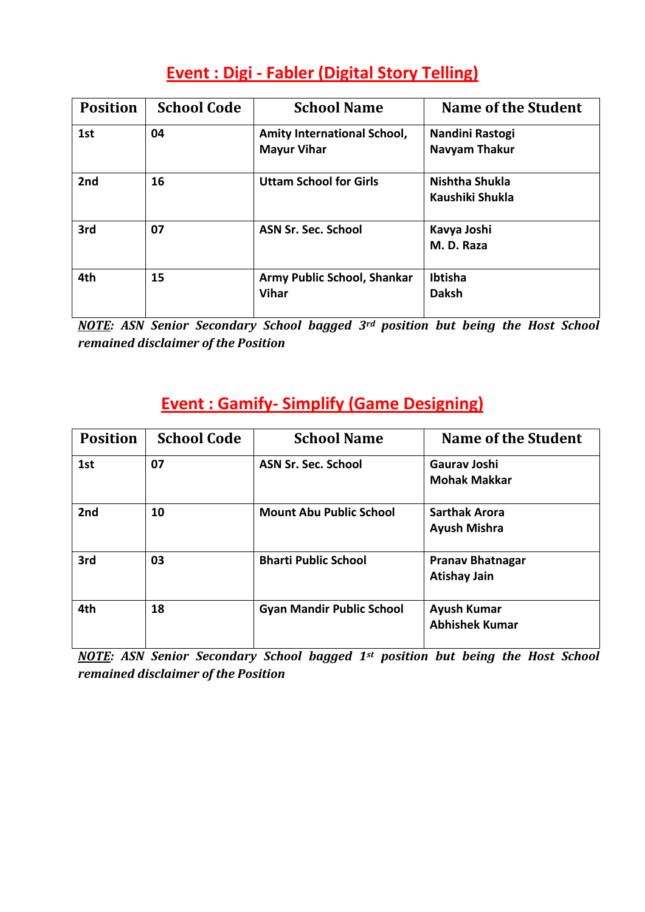## **Event : Digi - Fabler (Digital Story Telling)**

| Position | School Code | School Name | Name of the Student |
|---|---|---|---|
| **1st** | **04** | **Amity International School, Mayur Vihar** | **Nandini Rastogi**<br>**Navyam Thakur** |
| **2nd** | **16** | **Uttam School for Girls** | **Nishtha Shukla**<br>**Kaushiki Shukla** |
| **3rd** | **07** | **ASN Sr. Sec. School** | **Kavya Joshi**<br>**M. D. Raza** |
| **4th** | **15** | **Army Public School, Shankar Vihar** | **Ibtisha**<br>**Daksh** |

***NOTE*: *ASN Senior Secondary School bagged 3rd position but being the Host School remained disclaimer of the Position***

## **Event : Gamify- Simplify (Game Designing)**

| Position | School Code | School Name | Name of the Student |
|---|---|---|---|
| **1st** | **07** | **ASN Sr. Sec. School** | **Gaurav Joshi**<br>**Mohak Makkar** |
| **2nd** | **10** | **Mount Abu Public School** | **Sarthak Arora**<br>**Ayush Mishra** |
| **3rd** | **03** | **Bharti Public School** | **Pranav Bhatnagar**<br>**Atishay Jain** |
| **4th** | **18** | **Gyan Mandir Public School** | **Ayush Kumar**<br>**Abhishek Kumar** |

***NOTE*: *ASN Senior Secondary School bagged 1st position but being the Host School remained disclaimer of the Position***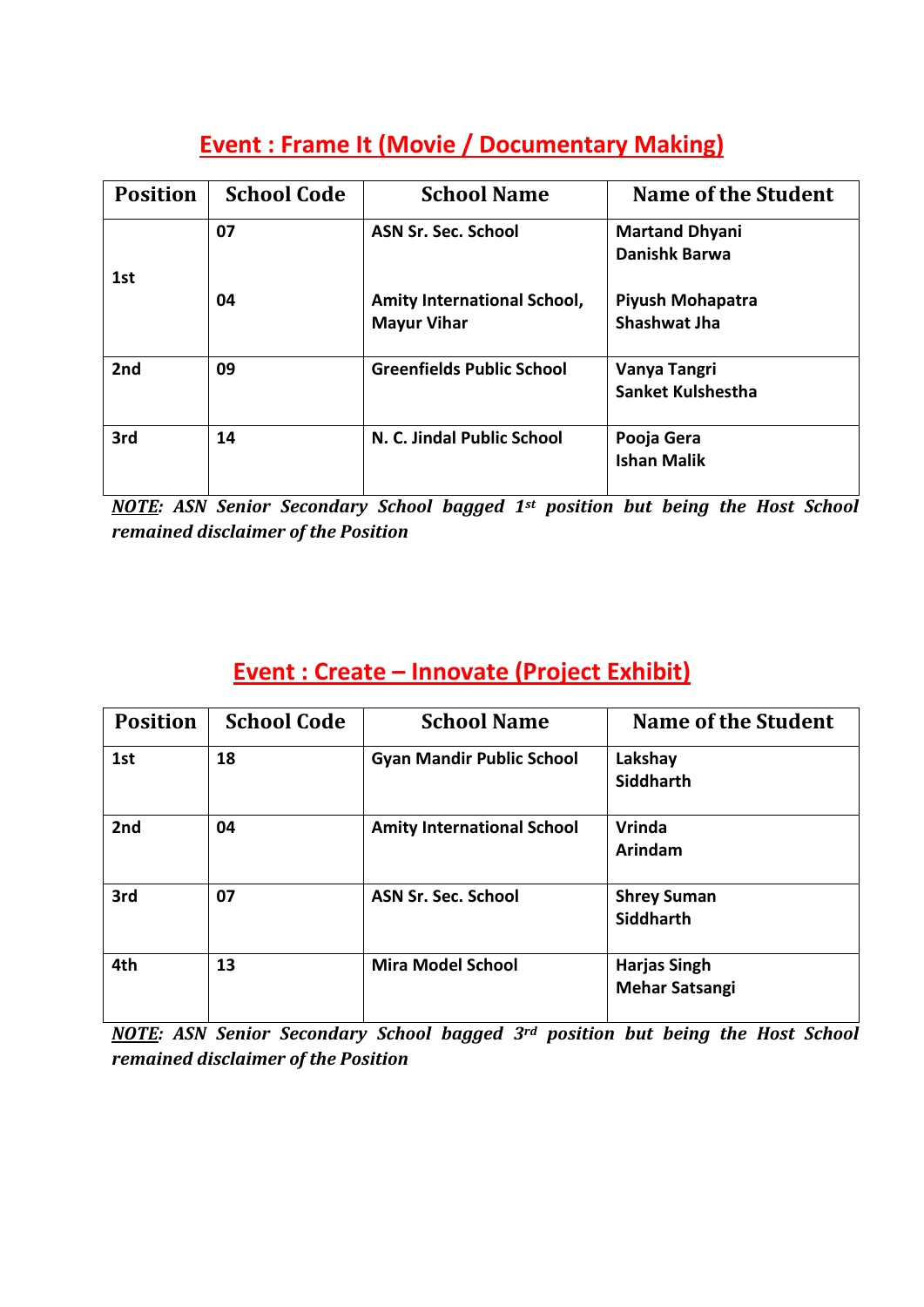## Event : Frame It (Movie / Documentary Making)

| Position | School Code | School Name | Name of the Student |
|---|---|---|---|
| 1st | 07 | ASN Sr. Sec. School | Martand Dhyani<br>Danishk Barwa |
| | 04 | Amity International School, Mayur Vihar | Piyush Mohapatra<br>Shashwat Jha |
| 2nd | 09 | Greenfields Public School | Vanya Tangri<br>Sanket Kulshestha |
| 3rd | 14 | N. C. Jindal Public School | Pooja Gera<br>Ishan Malik |

***NOTE**: ASN Senior Secondary School bagged 1st position but being the Host School remained disclaimer of the Position*

## Event : Create – Innovate (Project Exhibit)

| Position | School Code | School Name | Name of the Student |
|---|---|---|---|
| 1st | 18 | Gyan Mandir Public School | Lakshay<br>Siddharth |
| 2nd | 04 | Amity International School | Vrinda<br>Arindam |
| 3rd | 07 | ASN Sr. Sec. School | Shrey Suman<br>Siddharth |
| 4th | 13 | Mira Model School | Harjas Singh<br>Mehar Satsangi |

***NOTE**: ASN Senior Secondary School bagged 3rd position but being the Host School remained disclaimer of the Position*